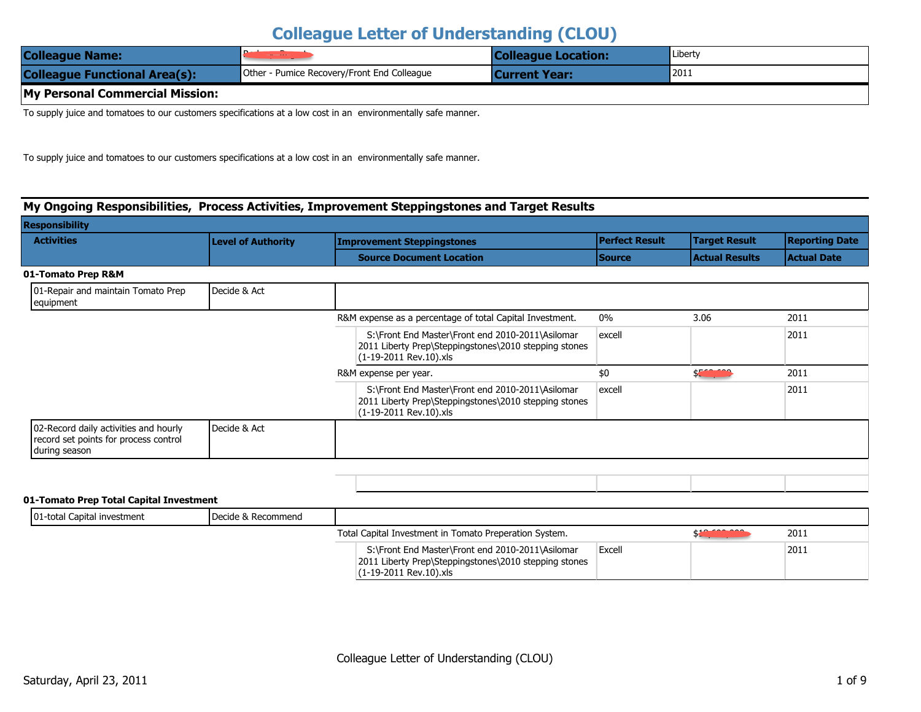# Colleague Letter of Understanding (CLOU)

| **Colleague Name:** | | **Colleague Location:** | Liberty |
|---|---|---|---|
| **Colleague Functional Area(s):** | Other - Pumice Recovery/Front End Colleague | **Current Year:** | 2011 |

**My Personal Commercial Mission:**

To supply juice and tomatoes to our customers specifications at a low cost in an environmentally safe manner.

To supply juice and tomatoes to our customers specifications at a low cost in an environmentally safe manner.

## My Ongoing Responsibilities, Process Activities, Improvement Steppingstones and Target Results

| Responsibility / Activities | Level of Authority | Improvement Steppingstones / Source Document Location | Perfect Result / Source | Target Result / Actual Results | Reporting Date / Actual Date |
|---|---|---|---|---|---|
| **01-Tomato Prep R&M** | | | | | |
| 01-Repair and maintain Tomato Prep equipment | Decide & Act | | | | |
| | | R&M expense as a percentage of total Capital Investment. | 0% | 3.06 | 2011 |
| | | S:\Front End Master\Front end 2010-2011\Asilomar 2011 Liberty Prep\Steppingstones\2010 stepping stones (1-19-2011 Rev.10).xls | excell | | 2011 |
| | | R&M expense per year. | $0 | $ | 2011 |
| | | S:\Front End Master\Front end 2010-2011\Asilomar 2011 Liberty Prep\Steppingstones\2010 stepping stones (1-19-2011 Rev.10).xls | excell | | 2011 |
| 02-Record daily activities and hourly record set points for process control during season | Decide & Act | | | | |
| **01-Tomato Prep Total Capital Investment** | | | | | |
| 01-total Capital investment | Decide & Recommend | | | | |
| | | Total Capital Investment in Tomato Preperation System. | | $ | 2011 |
| | | S:\Front End Master\Front end 2010-2011\Asilomar 2011 Liberty Prep\Steppingstones\2010 stepping stones (1-19-2011 Rev.10).xls | Excell | | 2011 |

Colleague Letter of Understanding (CLOU)

Saturday, April 23, 2011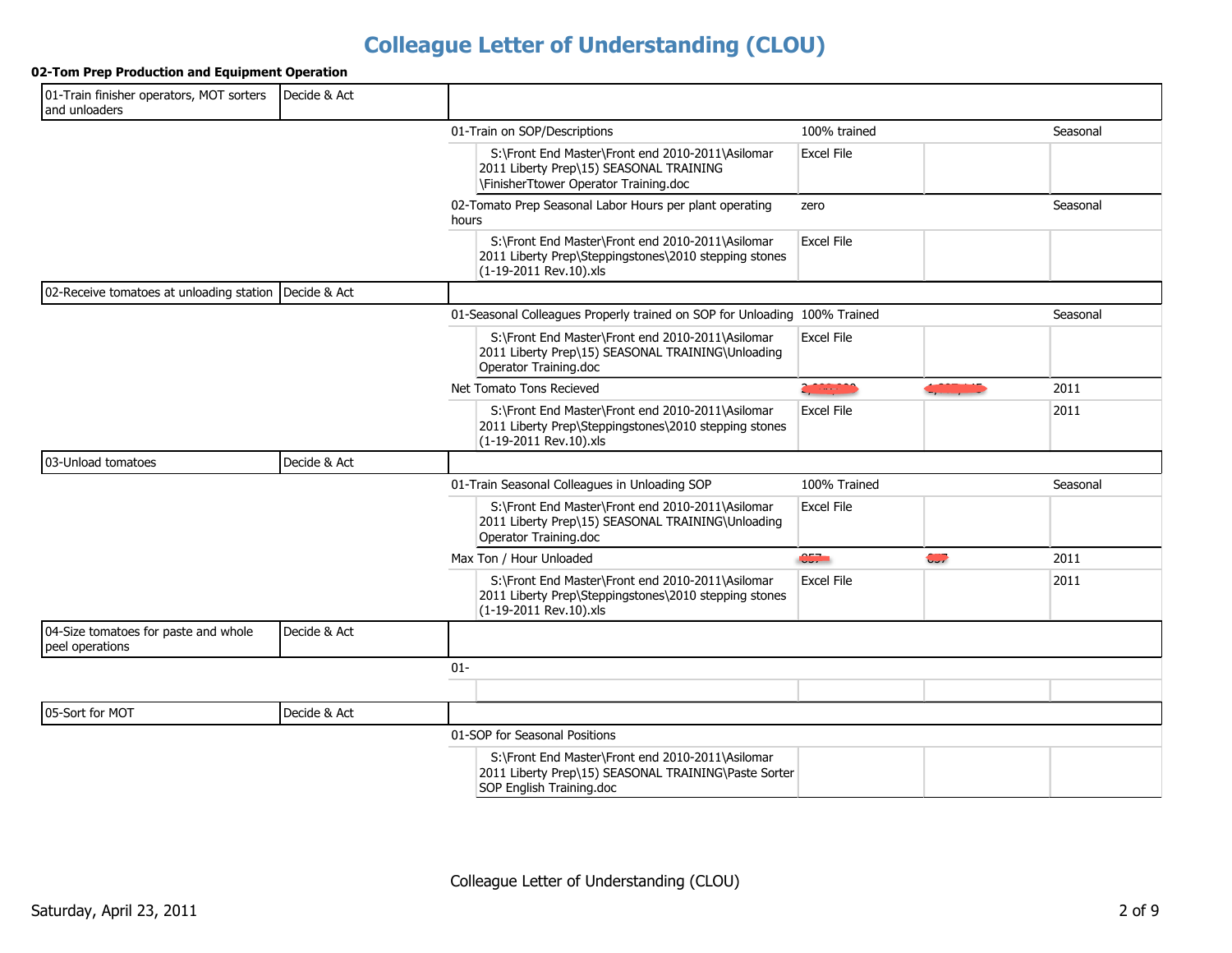# Colleague Letter of Understanding (CLOU)

**02-Tom Prep Production and Equipment Operation**

| Task | Type | Measure / Reference | Target | | Period |
|---|---|---|---|---|---|
| 01-Train finisher operators, MOT sorters and unloaders | Decide & Act | | | | |
| | | 01-Train on SOP/Descriptions | 100% trained | | Seasonal |
| | | S:\Front End Master\Front end 2010-2011\Asilomar 2011 Liberty Prep\15) SEASONAL TRAINING \FinisherTtower Operator Training.doc | Excel File | | |
| | | 02-Tomato Prep Seasonal Labor Hours per plant operating hours | zero | | Seasonal |
| | | S:\Front End Master\Front end 2010-2011\Asilomar 2011 Liberty Prep\Steppingstones\2010 stepping stones (1-19-2011 Rev.10).xls | Excel File | | |
| 02-Receive tomatoes at unloading station | Decide & Act | | | | |
| | | 01-Seasonal Colleagues Properly trained on SOP for Unloading | 100% Trained | | Seasonal |
| | | S:\Front End Master\Front end 2010-2011\Asilomar 2011 Liberty Prep\15) SEASONAL TRAINING\Unloading Operator Training.doc | Excel File | | |
| | | Net Tomato Tons Recieved | [redacted] | [redacted] | 2011 |
| | | S:\Front End Master\Front end 2010-2011\Asilomar 2011 Liberty Prep\Steppingstones\2010 stepping stones (1-19-2011 Rev.10).xls | Excel File | | 2011 |
| 03-Unload tomatoes | Decide & Act | | | | |
| | | 01-Train Seasonal Colleagues in Unloading SOP | 100% Trained | | Seasonal |
| | | S:\Front End Master\Front end 2010-2011\Asilomar 2011 Liberty Prep\15) SEASONAL TRAINING\Unloading Operator Training.doc | Excel File | | |
| | | Max Ton / Hour Unloaded | [redacted] | [redacted] | 2011 |
| | | S:\Front End Master\Front end 2010-2011\Asilomar 2011 Liberty Prep\Steppingstones\2010 stepping stones (1-19-2011 Rev.10).xls | Excel File | | 2011 |
| 04-Size tomatoes for paste and whole peel operations | Decide & Act | | | | |
| | | 01- | | | |
| | | | | | |
| 05-Sort for MOT | Decide & Act | | | | |
| | | 01-SOP for Seasonal Positions | | | |
| | | S:\Front End Master\Front end 2010-2011\Asilomar 2011 Liberty Prep\15) SEASONAL TRAINING\Paste Sorter SOP English Training.doc | | | |

Saturday, April 23, 2011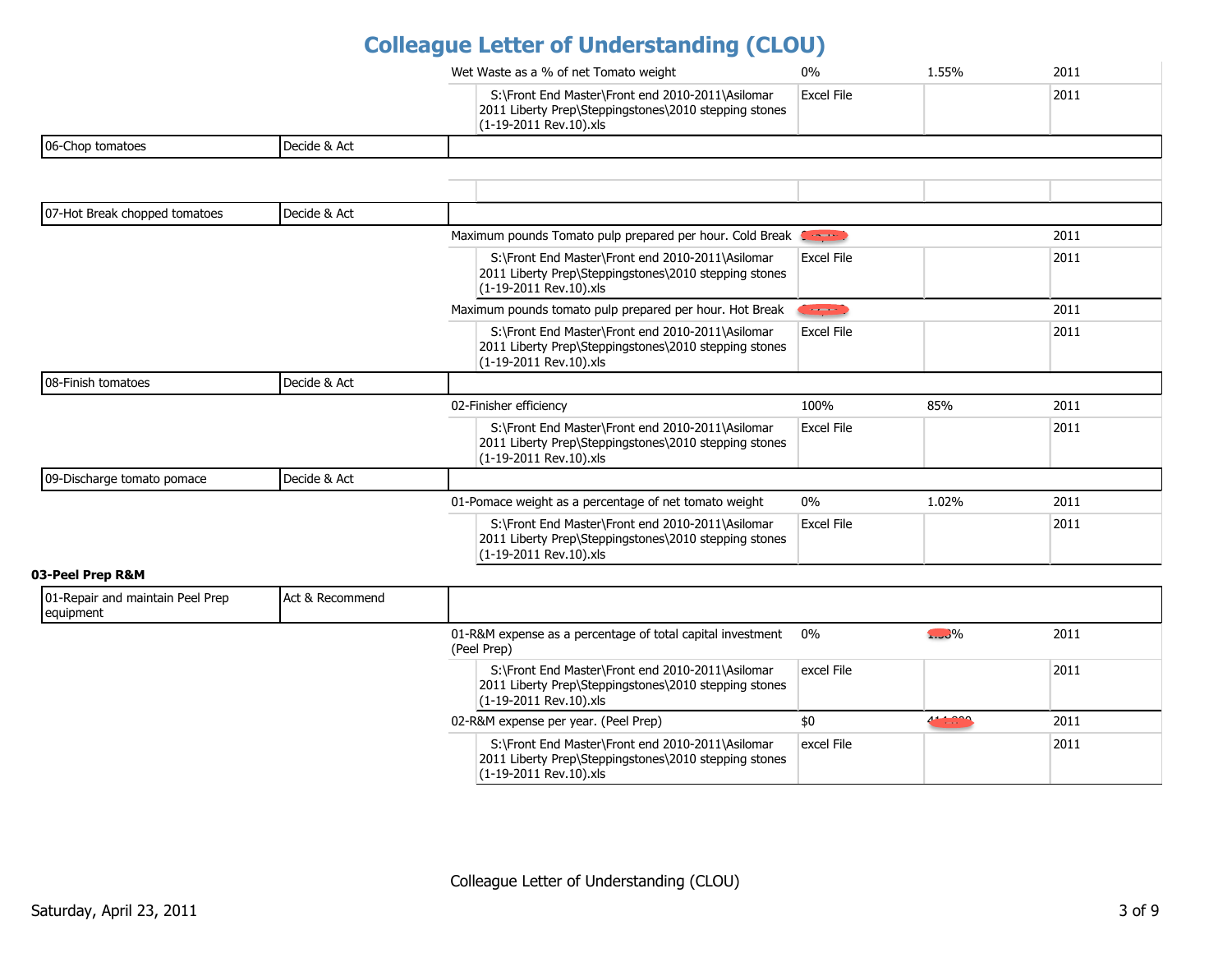# Colleague Letter of Understanding (CLOU)

| Task | Authority | Measure / Data Source | Current | Target | Year |
|---|---|---|---|---|---|
| | | Wet Waste as a % of net Tomato weight | 0% | 1.55% | 2011 |
| | | S:\Front End Master\Front end 2010-2011\Asilomar 2011 Liberty Prep\Steppingstones\2010 stepping stones (1-19-2011 Rev.10).xls | Excel File | | 2011 |
| 06-Chop tomatoes | Decide & Act | | | | |
| | | | | | |
| 07-Hot Break chopped tomatoes | Decide & Act | | | | |
| | | Maximum pounds Tomato pulp prepared per hour. Cold Break | [redacted] | | 2011 |
| | | S:\Front End Master\Front end 2010-2011\Asilomar 2011 Liberty Prep\Steppingstones\2010 stepping stones (1-19-2011 Rev.10).xls | Excel File | | 2011 |
| | | Maximum pounds tomato pulp prepared per hour. Hot Break | [redacted] | | 2011 |
| | | S:\Front End Master\Front end 2010-2011\Asilomar 2011 Liberty Prep\Steppingstones\2010 stepping stones (1-19-2011 Rev.10).xls | Excel File | | 2011 |
| 08-Finish tomatoes | Decide & Act | | | | |
| | | 02-Finisher efficiency | 100% | 85% | 2011 |
| | | S:\Front End Master\Front end 2010-2011\Asilomar 2011 Liberty Prep\Steppingstones\2010 stepping stones (1-19-2011 Rev.10).xls | Excel File | | 2011 |
| 09-Discharge tomato pomace | Decide & Act | | | | |
| | | 01-Pomace weight as a percentage of net tomato weight | 0% | 1.02% | 2011 |
| | | S:\Front End Master\Front end 2010-2011\Asilomar 2011 Liberty Prep\Steppingstones\2010 stepping stones (1-19-2011 Rev.10).xls | Excel File | | 2011 |

**03-Peel Prep R&M**

| Task | Authority | Measure / Data Source | Current | Target | Year |
|---|---|---|---|---|---|
| 01-Repair and maintain Peel Prep equipment | Act & Recommend | | | | |
| | | 01-R&M expense as a percentage of total capital investment (Peel Prep) | 0% | [redacted]% | 2011 |
| | | S:\Front End Master\Front end 2010-2011\Asilomar 2011 Liberty Prep\Steppingstones\2010 stepping stones (1-19-2011 Rev.10).xls | excel File | | 2011 |
| | | 02-R&M expense per year. (Peel Prep) | $0 | [redacted] | 2011 |
| | | S:\Front End Master\Front end 2010-2011\Asilomar 2011 Liberty Prep\Steppingstones\2010 stepping stones (1-19-2011 Rev.10).xls | excel File | | 2011 |

Saturday, April 23, 2011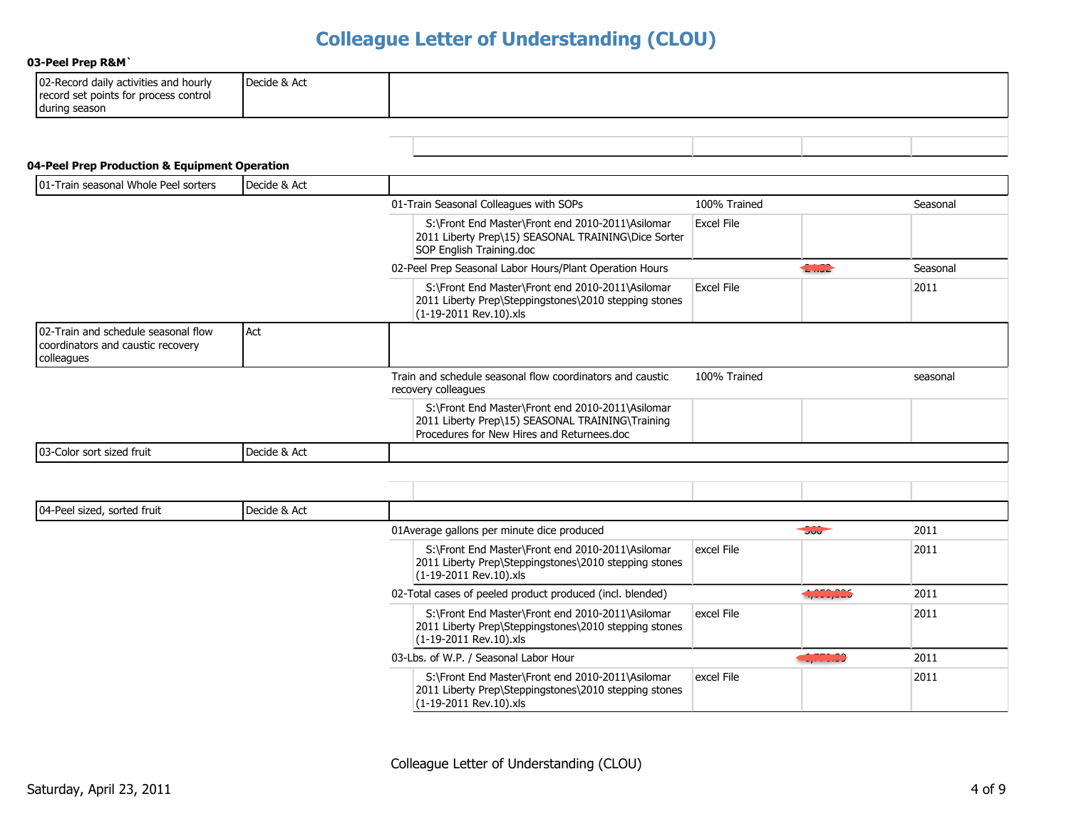# Colleague Letter of Understanding (CLOU)

**03-Peel Prep R&M`**

| Task | Role | Measure / Reference | Target / Source | Value | Period |
|---|---|---|---|---|---|
| 02-Record daily activities and hourly record set points for process control during season | Decide & Act | | | | |

**04-Peel Prep Production & Equipment Operation**

| Task | Role | Measure / Reference | Target / Source | Value | Period |
|---|---|---|---|---|---|
| 01-Train seasonal Whole Peel sorters | Decide & Act | | | | |
| | | 01-Train Seasonal Colleagues with SOPs | 100% Trained | | Seasonal |
| | | S:\Front End Master\Front end 2010-2011\Asilomar 2011 Liberty Prep\15) SEASONAL TRAINING\Dice Sorter SOP English Training.doc | Excel File | | |
| | | 02-Peel Prep Seasonal Labor Hours/Plant Operation Hours | | [redacted] | Seasonal |
| | | S:\Front End Master\Front end 2010-2011\Asilomar 2011 Liberty Prep\Steppingstones\2010 stepping stones (1-19-2011 Rev.10).xls | Excel File | | 2011 |
| 02-Train and schedule seasonal flow coordinators and caustic recovery colleagues | Act | | | | |
| | | Train and schedule seasonal flow coordinators and caustic recovery colleagues | 100% Trained | | seasonal |
| | | S:\Front End Master\Front end 2010-2011\Asilomar 2011 Liberty Prep\15) SEASONAL TRAINING\Training Procedures for New Hires and Returnees.doc | | | |
| 03-Color sort sized fruit | Decide & Act | | | | |
| 04-Peel sized, sorted fruit | Decide & Act | | | | |
| | | 01Average gallons per minute dice produced | | [redacted] | 2011 |
| | | S:\Front End Master\Front end 2010-2011\Asilomar 2011 Liberty Prep\Steppingstones\2010 stepping stones (1-19-2011 Rev.10).xls | excel File | | 2011 |
| | | 02-Total cases of peeled product produced (incl. blended) | | [redacted] | 2011 |
| | | S:\Front End Master\Front end 2010-2011\Asilomar 2011 Liberty Prep\Steppingstones\2010 stepping stones (1-19-2011 Rev.10).xls | excel File | | 2011 |
| | | 03-Lbs. of W.P. / Seasonal Labor Hour | | [redacted] | 2011 |
| | | S:\Front End Master\Front end 2010-2011\Asilomar 2011 Liberty Prep\Steppingstones\2010 stepping stones (1-19-2011 Rev.10).xls | excel File | | 2011 |

Colleague Letter of Understanding (CLOU)

Saturday, April 23, 2011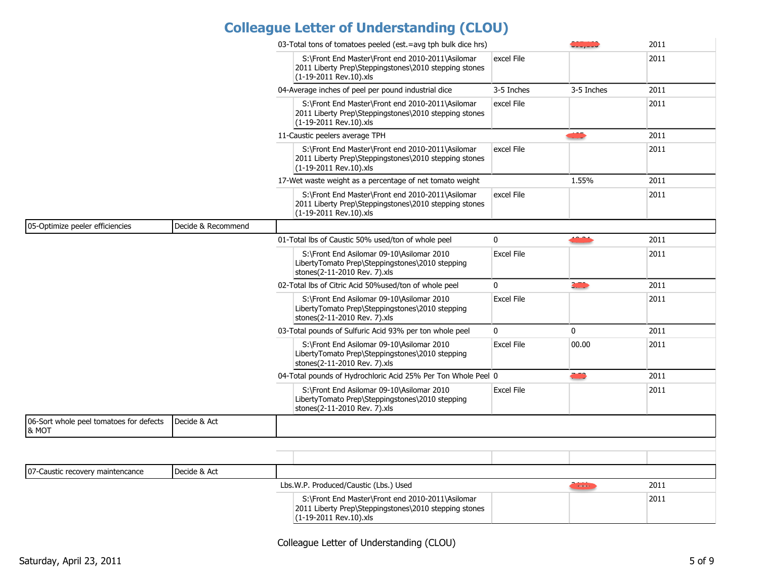# Colleague Letter of Understanding (CLOU)

| | | | | | |
|---|---|---|---|---|---|
| | | 03-Total tons of tomatoes peeled (est.=avg tph bulk dice hrs) | | | 2011 |
| | | S:\Front End Master\Front end 2010-2011\Asilomar 2011 Liberty Prep\Steppingstones\2010 stepping stones (1-19-2011 Rev.10).xls | excel File | | 2011 |
| | | 04-Average inches of peel per pound industrial dice | 3-5 Inches | 3-5 Inches | 2011 |
| | | S:\Front End Master\Front end 2010-2011\Asilomar 2011 Liberty Prep\Steppingstones\2010 stepping stones (1-19-2011 Rev.10).xls | excel File | | 2011 |
| | | 11-Caustic peelers average TPH | | | 2011 |
| | | S:\Front End Master\Front end 2010-2011\Asilomar 2011 Liberty Prep\Steppingstones\2010 stepping stones (1-19-2011 Rev.10).xls | excel File | | 2011 |
| | | 17-Wet waste weight as a percentage of net tomato weight | | 1.55% | 2011 |
| | | S:\Front End Master\Front end 2010-2011\Asilomar 2011 Liberty Prep\Steppingstones\2010 stepping stones (1-19-2011 Rev.10).xls | excel File | | 2011 |
| 05-Optimize peeler efficiencies | Decide & Recommend | | | | |
| | | 01-Total lbs of Caustic 50% used/ton of whole peel | 0 | | 2011 |
| | | S:\Front End Asilomar 09-10\Asilomar 2010 LibertyTomato Prep\Steppingstones\2010 stepping stones(2-11-2010 Rev. 7).xls | Excel File | | 2011 |
| | | 02-Total lbs of Citric Acid 50%used/ton of whole peel | 0 | | 2011 |
| | | S:\Front End Asilomar 09-10\Asilomar 2010 LibertyTomato Prep\Steppingstones\2010 stepping stones(2-11-2010 Rev. 7).xls | Excel File | | 2011 |
| | | 03-Total pounds of Sulfuric Acid 93% per ton whole peel | 0 | 0 | 2011 |
| | | S:\Front End Asilomar 09-10\Asilomar 2010 LibertyTomato Prep\Steppingstones\2010 stepping stones(2-11-2010 Rev. 7).xls | Excel File | 00.00 | 2011 |
| | | 04-Total pounds of Hydrochloric Acid 25% Per Ton Whole Peel | 0 | | 2011 |
| | | S:\Front End Asilomar 09-10\Asilomar 2010 LibertyTomato Prep\Steppingstones\2010 stepping stones(2-11-2010 Rev. 7).xls | Excel File | | 2011 |
| 06-Sort whole peel tomatoes for defects & MOT | Decide & Act | | | | |
| | | | | | |
| 07-Caustic recovery maintencance | Decide & Act | | | | |
| | | Lbs.W.P. Produced/Caustic (Lbs.) Used | | | 2011 |
| | | S:\Front End Master\Front end 2010-2011\Asilomar 2011 Liberty Prep\Steppingstones\2010 stepping stones (1-19-2011 Rev.10).xls | | | 2011 |

Colleague Letter of Understanding (CLOU)

Saturday, April 23, 2011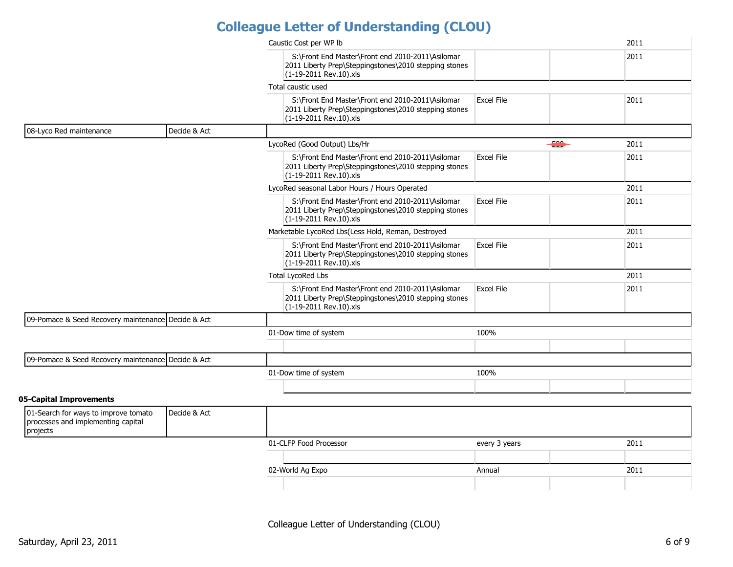# Colleague Letter of Understanding (CLOU)

| | | | | | |
|---|---|---|---|---|---|
| | | Caustic Cost per WP lb | | | 2011 |
| | | S:\Front End Master\Front end 2010-2011\Asilomar 2011 Liberty Prep\Steppingstones\2010 stepping stones (1-19-2011 Rev.10).xls | | | 2011 |
| | | Total caustic used | | | |
| | | S:\Front End Master\Front end 2010-2011\Asilomar 2011 Liberty Prep\Steppingstones\2010 stepping stones (1-19-2011 Rev.10).xls | Excel File | | 2011 |
| 08-Lyco Red maintenance | Decide & Act | | | | |
| | | LycoRed (Good Output) Lbs/Hr | | 500 | 2011 |
| | | S:\Front End Master\Front end 2010-2011\Asilomar 2011 Liberty Prep\Steppingstones\2010 stepping stones (1-19-2011 Rev.10).xls | Excel File | | 2011 |
| | | LycoRed seasonal Labor Hours / Hours Operated | | | 2011 |
| | | S:\Front End Master\Front end 2010-2011\Asilomar 2011 Liberty Prep\Steppingstones\2010 stepping stones (1-19-2011 Rev.10).xls | Excel File | | 2011 |
| | | Marketable LycoRed Lbs(Less Hold, Reman, Destroyed | | | 2011 |
| | | S:\Front End Master\Front end 2010-2011\Asilomar 2011 Liberty Prep\Steppingstones\2010 stepping stones (1-19-2011 Rev.10).xls | Excel File | | 2011 |
| | | Total LycoRed Lbs | | | 2011 |
| | | S:\Front End Master\Front end 2010-2011\Asilomar 2011 Liberty Prep\Steppingstones\2010 stepping stones (1-19-2011 Rev.10).xls | Excel File | | 2011 |
| 09-Pomace & Seed Recovery maintenance | Decide & Act | | | | |
| | | 01-Dow time of system | 100% | | |
| 09-Pomace & Seed Recovery maintenance | Decide & Act | | | | |
| | | 01-Dow time of system | 100% | | |

**05-Capital Improvements**

| | | | | | |
|---|---|---|---|---|---|
| 01-Search for ways to improve tomato processes and implementing capital projects | Decide & Act | | | | |
| | | 01-CLFP Food Processor | every 3 years | | 2011 |
| | | 02-World Ag Expo | Annual | | 2011 |

Colleague Letter of Understanding (CLOU)

Saturday, April 23, 2011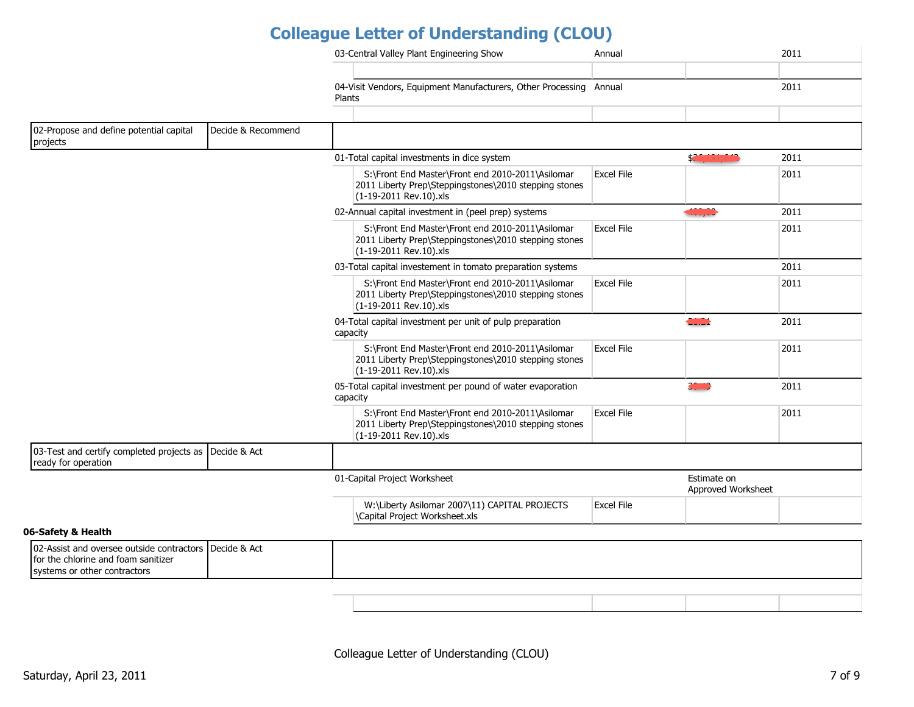| | | | | | |
|---|---|---|---|---|---|
| | | 03-Central Valley Plant Engineering Show | Annual | | 2011 |
| | | | | | |
| | | 04-Visit Vendors, Equipment Manufacturers, Other Processing Plants | Annual | | 2011 |
| | | | | | |
| 02-Propose and define potential capital projects | Decide & Recommend | | | | |
| | | 01-Total capital investments in dice system | | $[redacted] | 2011 |
| | | S:\Front End Master\Front end 2010-2011\Asilomar 2011 Liberty Prep\Steppingstones\2010 stepping stones (1-19-2011 Rev.10).xls | Excel File | | 2011 |
| | | 02-Annual capital investment in (peel prep) systems | | [redacted] | 2011 |
| | | S:\Front End Master\Front end 2010-2011\Asilomar 2011 Liberty Prep\Steppingstones\2010 stepping stones (1-19-2011 Rev.10).xls | Excel File | | 2011 |
| | | 03-Total capital investement in tomato preparation systems | | | 2011 |
| | | S:\Front End Master\Front end 2010-2011\Asilomar 2011 Liberty Prep\Steppingstones\2010 stepping stones (1-19-2011 Rev.10).xls | Excel File | | 2011 |
| | | 04-Total capital investment per unit of pulp preparation capacity | | [redacted] | 2011 |
| | | S:\Front End Master\Front end 2010-2011\Asilomar 2011 Liberty Prep\Steppingstones\2010 stepping stones (1-19-2011 Rev.10).xls | Excel File | | 2011 |
| | | 05-Total capital investment per pound of water evaporation capacity | | [redacted] | 2011 |
| | | S:\Front End Master\Front end 2010-2011\Asilomar 2011 Liberty Prep\Steppingstones\2010 stepping stones (1-19-2011 Rev.10).xls | Excel File | | 2011 |
| 03-Test and certify completed projects as ready for operation | Decide & Act | | | | |
| | | 01-Capital Project Worksheet | | Estimate on Approved Worksheet | |
| | | W:\Liberty Asilomar 2007\11) CAPITAL PROJECTS \Capital Project Worksheet.xls | Excel File | | |

**06-Safety & Health**

| | | | | | |
|---|---|---|---|---|---|
| 02-Assist and oversee outside contractors for the chlorine and foam sanitizer systems or other contractors | Decide & Act | | | | |
| | | | | | |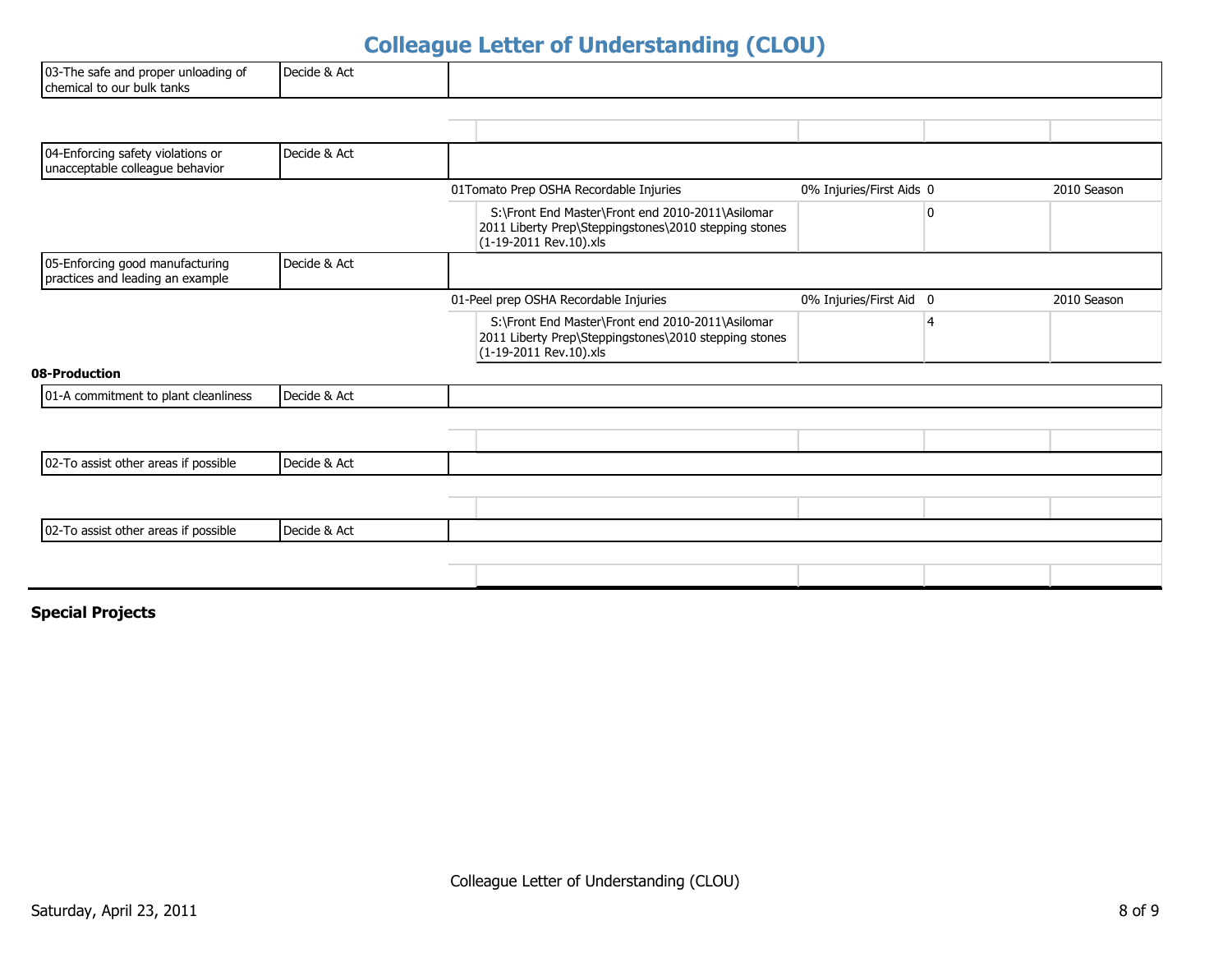# Colleague Letter of Understanding (CLOU)

| Objective | Authority | Measure | Target | Actual | Period |
|---|---|---|---|---|---|
| 03-The safe and proper unloading of chemical to our bulk tanks | Decide & Act | | | | |
| | | | | | |
| 04-Enforcing safety violations or unacceptable colleague behavior | Decide & Act | | | | |
| | | 01Tomato Prep OSHA Recordable Injuries | 0% Injuries/First Aids | 0 | 2010 Season |
| | | S:\Front End Master\Front end 2010-2011\Asilomar 2011 Liberty Prep\Steppingstones\2010 stepping stones (1-19-2011 Rev.10).xls | | 0 | |
| 05-Enforcing good manufacturing practices and leading an example | Decide & Act | | | | |
| | | 01-Peel prep OSHA Recordable Injuries | 0% Injuries/First Aid | 0 | 2010 Season |
| | | S:\Front End Master\Front end 2010-2011\Asilomar 2011 Liberty Prep\Steppingstones\2010 stepping stones (1-19-2011 Rev.10).xls | | 4 | |

**08-Production**

| Objective | Authority | Measure | Target | Actual | Period |
|---|---|---|---|---|---|
| 01-A commitment to plant cleanliness | Decide & Act | | | | |
| | | | | | |
| 02-To assist other areas if possible | Decide & Act | | | | |
| | | | | | |
| 02-To assist other areas if possible | Decide & Act | | | | |
| | | | | | |

**Special Projects**

Colleague Letter of Understanding (CLOU)

Saturday, April 23, 2011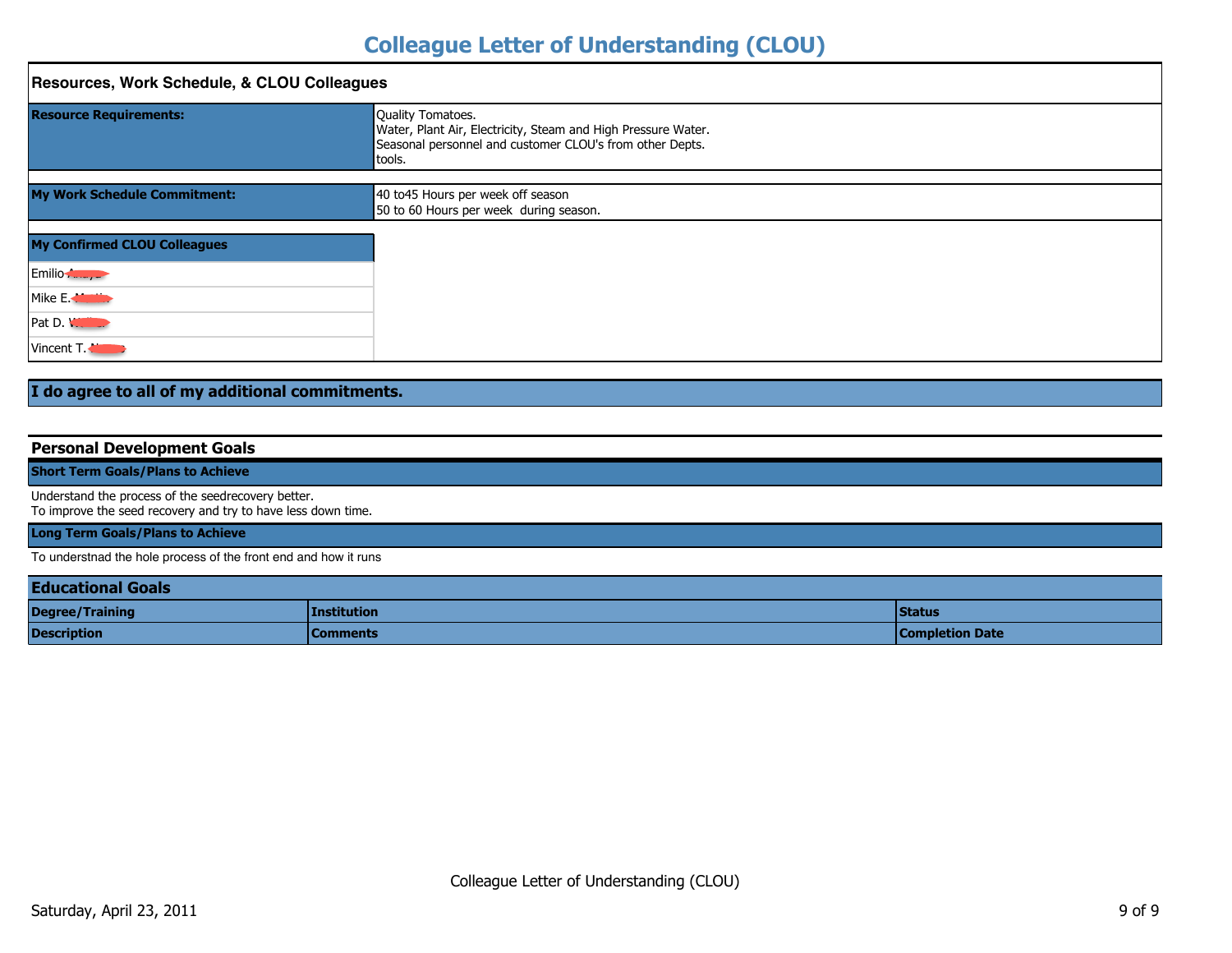# Colleague Letter of Understanding (CLOU)

## Resources, Work Schedule, & CLOU Colleagues

| | |
|---|---|
| **Resource Requirements:** | Quality Tomatoes.<br>Water, Plant Air, Electricity, Steam and High Pressure Water.<br>Seasonal personnel and customer CLOU's from other Depts.<br>tools. |
| **My Work Schedule Commitment:** | 40 to45 Hours per week off season<br>50 to 60 Hours per week  during season. |

| **My Confirmed CLOU Colleagues** |
|---|
| Emilio |
| Mike E. |
| Pat D. |
| Vincent T. |

**I do agree to all of my additional commitments.**

## Personal Development Goals

### Short Term Goals/Plans to Achieve

Understand the process of the seedrecovery better.
To improve the seed recovery and try to have less down time.

### Long Term Goals/Plans to Achieve

To understnad the hole process of the front end and how it runs

## Educational Goals

| Degree/Training | Institution | Status |
|---|---|---|
| **Description** | **Comments** | **Completion Date** |

Saturday, April 23, 2011